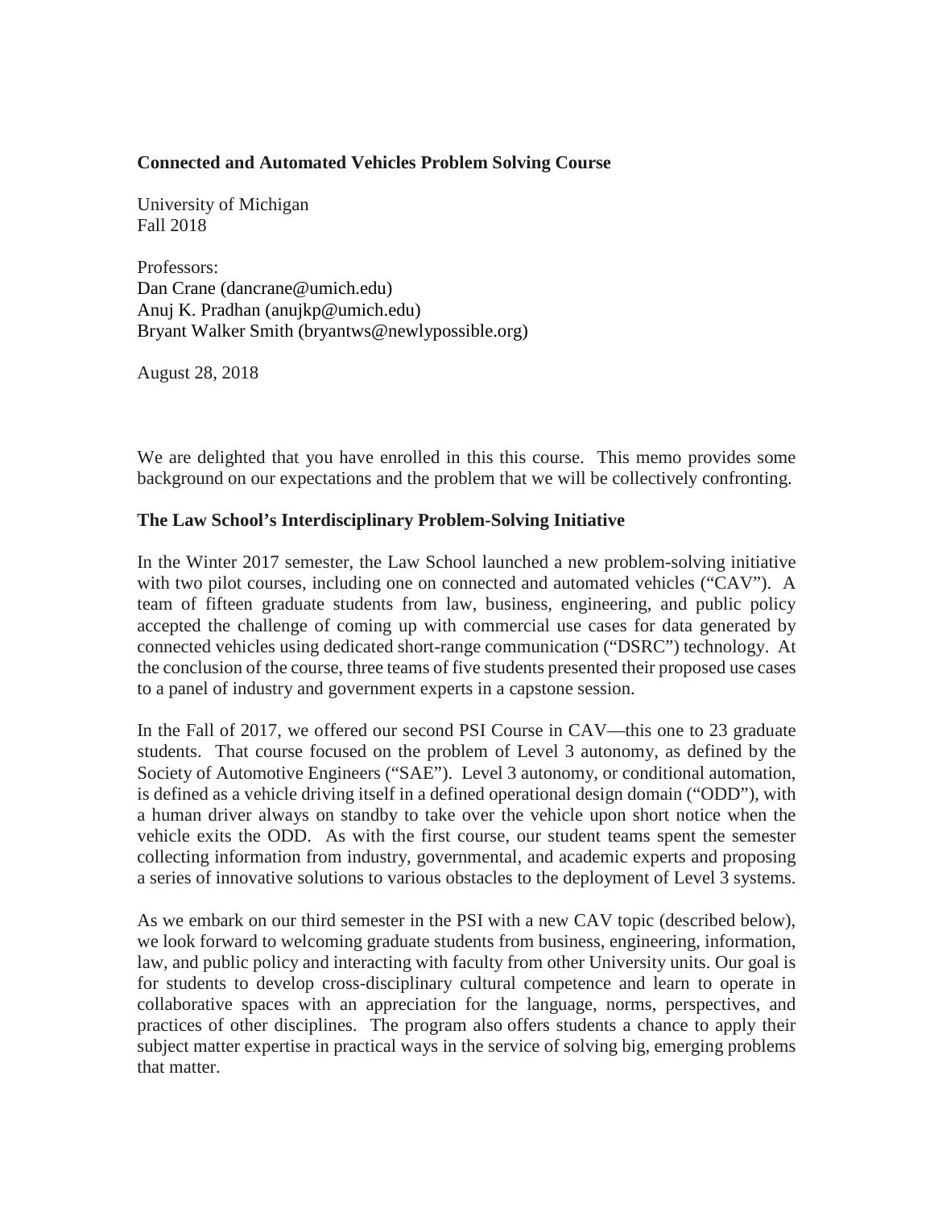**Connected and Automated Vehicles Problem Solving Course**

University of Michigan
Fall 2018

Professors:
Dan Crane (dancrane@umich.edu)
Anuj K. Pradhan (anujkp@umich.edu)
Bryant Walker Smith (bryantws@newlypossible.org)

August 28, 2018

We are delighted that you have enrolled in this this course. This memo provides some background on our expectations and the problem that we will be collectively confronting.

**The Law School's Interdisciplinary Problem-Solving Initiative**

In the Winter 2017 semester, the Law School launched a new problem-solving initiative with two pilot courses, including one on connected and automated vehicles ("CAV"). A team of fifteen graduate students from law, business, engineering, and public policy accepted the challenge of coming up with commercial use cases for data generated by connected vehicles using dedicated short-range communication ("DSRC") technology. At the conclusion of the course, three teams of five students presented their proposed use cases to a panel of industry and government experts in a capstone session.

In the Fall of 2017, we offered our second PSI Course in CAV—this one to 23 graduate students. That course focused on the problem of Level 3 autonomy, as defined by the Society of Automotive Engineers ("SAE"). Level 3 autonomy, or conditional automation, is defined as a vehicle driving itself in a defined operational design domain ("ODD"), with a human driver always on standby to take over the vehicle upon short notice when the vehicle exits the ODD. As with the first course, our student teams spent the semester collecting information from industry, governmental, and academic experts and proposing a series of innovative solutions to various obstacles to the deployment of Level 3 systems.

As we embark on our third semester in the PSI with a new CAV topic (described below), we look forward to welcoming graduate students from business, engineering, information, law, and public policy and interacting with faculty from other University units. Our goal is for students to develop cross-disciplinary cultural competence and learn to operate in collaborative spaces with an appreciation for the language, norms, perspectives, and practices of other disciplines. The program also offers students a chance to apply their subject matter expertise in practical ways in the service of solving big, emerging problems that matter.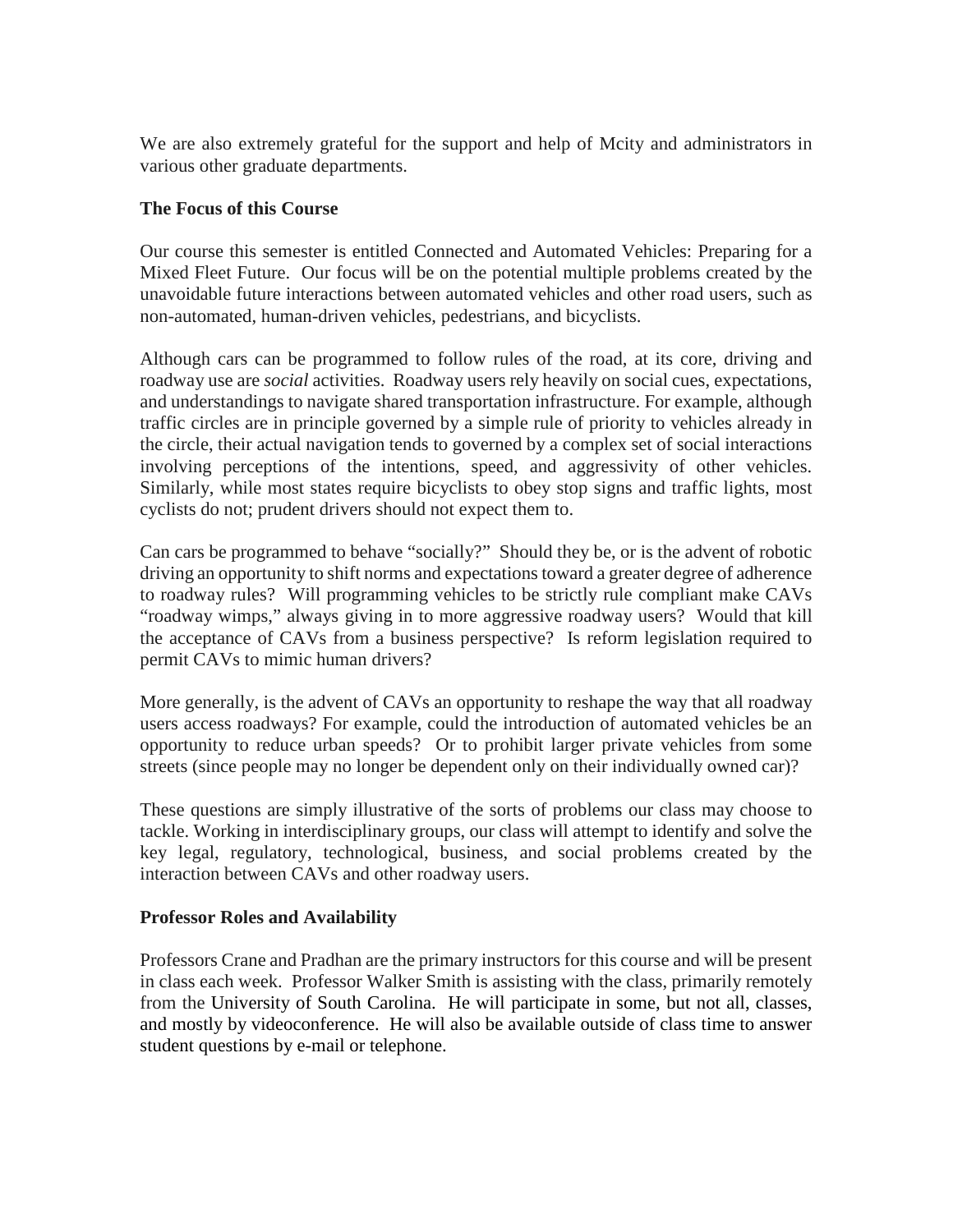We are also extremely grateful for the support and help of Mcity and administrators in various other graduate departments.

**The Focus of this Course**

Our course this semester is entitled Connected and Automated Vehicles: Preparing for a Mixed Fleet Future. Our focus will be on the potential multiple problems created by the unavoidable future interactions between automated vehicles and other road users, such as non-automated, human-driven vehicles, pedestrians, and bicyclists.

Although cars can be programmed to follow rules of the road, at its core, driving and roadway use are *social* activities. Roadway users rely heavily on social cues, expectations, and understandings to navigate shared transportation infrastructure. For example, although traffic circles are in principle governed by a simple rule of priority to vehicles already in the circle, their actual navigation tends to governed by a complex set of social interactions involving perceptions of the intentions, speed, and aggressivity of other vehicles. Similarly, while most states require bicyclists to obey stop signs and traffic lights, most cyclists do not; prudent drivers should not expect them to.

Can cars be programmed to behave "socially?" Should they be, or is the advent of robotic driving an opportunity to shift norms and expectations toward a greater degree of adherence to roadway rules? Will programming vehicles to be strictly rule compliant make CAVs "roadway wimps," always giving in to more aggressive roadway users? Would that kill the acceptance of CAVs from a business perspective? Is reform legislation required to permit CAVs to mimic human drivers?

More generally, is the advent of CAVs an opportunity to reshape the way that all roadway users access roadways? For example, could the introduction of automated vehicles be an opportunity to reduce urban speeds? Or to prohibit larger private vehicles from some streets (since people may no longer be dependent only on their individually owned car)?

These questions are simply illustrative of the sorts of problems our class may choose to tackle. Working in interdisciplinary groups, our class will attempt to identify and solve the key legal, regulatory, technological, business, and social problems created by the interaction between CAVs and other roadway users.

**Professor Roles and Availability**

Professors Crane and Pradhan are the primary instructors for this course and will be present in class each week. Professor Walker Smith is assisting with the class, primarily remotely from the University of South Carolina. He will participate in some, but not all, classes, and mostly by videoconference. He will also be available outside of class time to answer student questions by e-mail or telephone.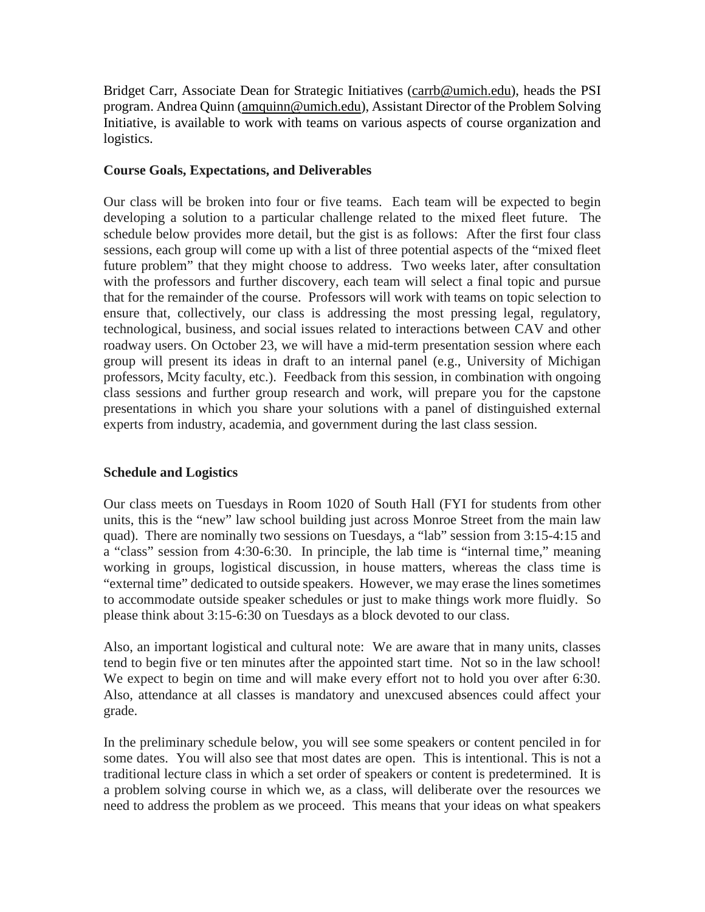Bridget Carr, Associate Dean for Strategic Initiatives (carrb@umich.edu), heads the PSI program. Andrea Quinn (amquinn@umich.edu), Assistant Director of the Problem Solving Initiative, is available to work with teams on various aspects of course organization and logistics.

### Course Goals, Expectations, and Deliverables

Our class will be broken into four or five teams. Each team will be expected to begin developing a solution to a particular challenge related to the mixed fleet future. The schedule below provides more detail, but the gist is as follows: After the first four class sessions, each group will come up with a list of three potential aspects of the "mixed fleet future problem" that they might choose to address. Two weeks later, after consultation with the professors and further discovery, each team will select a final topic and pursue that for the remainder of the course. Professors will work with teams on topic selection to ensure that, collectively, our class is addressing the most pressing legal, regulatory, technological, business, and social issues related to interactions between CAV and other roadway users. On October 23, we will have a mid-term presentation session where each group will present its ideas in draft to an internal panel (e.g., University of Michigan professors, Mcity faculty, etc.). Feedback from this session, in combination with ongoing class sessions and further group research and work, will prepare you for the capstone presentations in which you share your solutions with a panel of distinguished external experts from industry, academia, and government during the last class session.

### Schedule and Logistics

Our class meets on Tuesdays in Room 1020 of South Hall (FYI for students from other units, this is the "new" law school building just across Monroe Street from the main law quad). There are nominally two sessions on Tuesdays, a "lab" session from 3:15-4:15 and a "class" session from 4:30-6:30. In principle, the lab time is "internal time," meaning working in groups, logistical discussion, in house matters, whereas the class time is "external time" dedicated to outside speakers. However, we may erase the lines sometimes to accommodate outside speaker schedules or just to make things work more fluidly. So please think about 3:15-6:30 on Tuesdays as a block devoted to our class.

Also, an important logistical and cultural note: We are aware that in many units, classes tend to begin five or ten minutes after the appointed start time. Not so in the law school! We expect to begin on time and will make every effort not to hold you over after 6:30. Also, attendance at all classes is mandatory and unexcused absences could affect your grade.

In the preliminary schedule below, you will see some speakers or content penciled in for some dates. You will also see that most dates are open. This is intentional. This is not a traditional lecture class in which a set order of speakers or content is predetermined. It is a problem solving course in which we, as a class, will deliberate over the resources we need to address the problem as we proceed. This means that your ideas on what speakers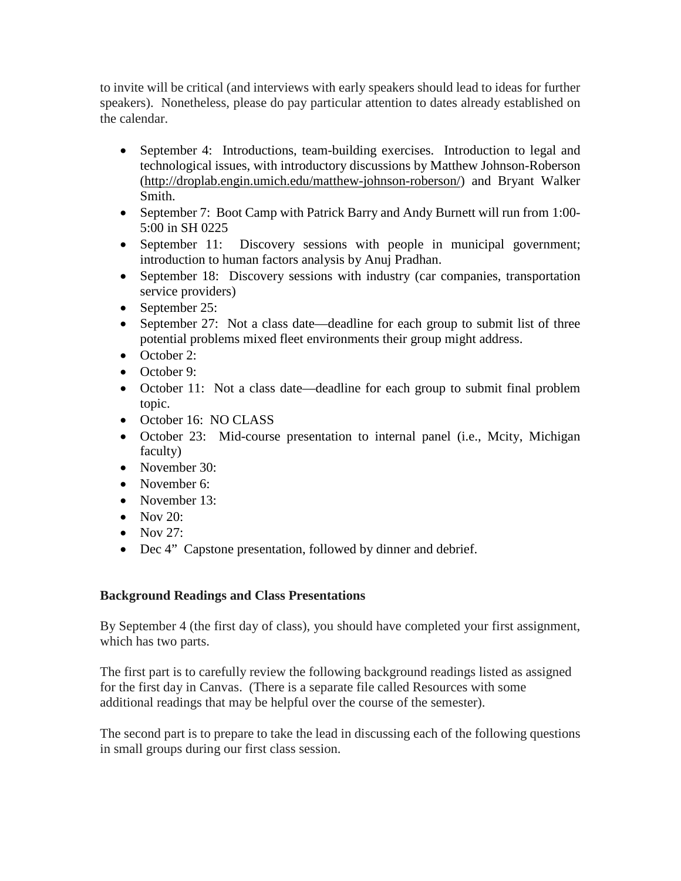to invite will be critical (and interviews with early speakers should lead to ideas for further speakers). Nonetheless, please do pay particular attention to dates already established on the calendar.

- September 4: Introductions, team-building exercises. Introduction to legal and technological issues, with introductory discussions by Matthew Johnson-Roberson (http://droplab.engin.umich.edu/matthew-johnson-roberson/) and Bryant Walker Smith.
- September 7: Boot Camp with Patrick Barry and Andy Burnett will run from 1:00-5:00 in SH 0225
- September 11: Discovery sessions with people in municipal government; introduction to human factors analysis by Anuj Pradhan.
- September 18: Discovery sessions with industry (car companies, transportation service providers)
- September 25:
- September 27: Not a class date—deadline for each group to submit list of three potential problems mixed fleet environments their group might address.
- October 2:
- October 9:
- October 11: Not a class date—deadline for each group to submit final problem topic.
- October 16: NO CLASS
- October 23: Mid-course presentation to internal panel (i.e., Mcity, Michigan faculty)
- November 30:
- November 6:
- November 13:
- Nov 20:
- Nov 27:
- Dec 4" Capstone presentation, followed by dinner and debrief.

**Background Readings and Class Presentations**

By September 4 (the first day of class), you should have completed your first assignment, which has two parts.

The first part is to carefully review the following background readings listed as assigned for the first day in Canvas. (There is a separate file called Resources with some additional readings that may be helpful over the course of the semester).

The second part is to prepare to take the lead in discussing each of the following questions in small groups during our first class session.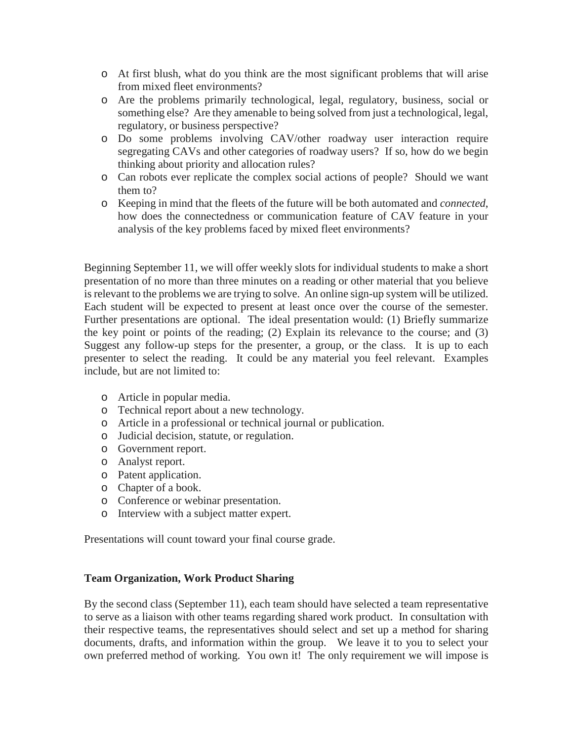- At first blush, what do you think are the most significant problems that will arise from mixed fleet environments?
- Are the problems primarily technological, legal, regulatory, business, social or something else? Are they amenable to being solved from just a technological, legal, regulatory, or business perspective?
- Do some problems involving CAV/other roadway user interaction require segregating CAVs and other categories of roadway users? If so, how do we begin thinking about priority and allocation rules?
- Can robots ever replicate the complex social actions of people? Should we want them to?
- Keeping in mind that the fleets of the future will be both automated and *connected*, how does the connectedness or communication feature of CAV feature in your analysis of the key problems faced by mixed fleet environments?

Beginning September 11, we will offer weekly slots for individual students to make a short presentation of no more than three minutes on a reading or other material that you believe is relevant to the problems we are trying to solve. An online sign-up system will be utilized. Each student will be expected to present at least once over the course of the semester. Further presentations are optional. The ideal presentation would: (1) Briefly summarize the key point or points of the reading; (2) Explain its relevance to the course; and (3) Suggest any follow-up steps for the presenter, a group, or the class. It is up to each presenter to select the reading. It could be any material you feel relevant. Examples include, but are not limited to:

- Article in popular media.
- Technical report about a new technology.
- Article in a professional or technical journal or publication.
- Judicial decision, statute, or regulation.
- Government report.
- Analyst report.
- Patent application.
- Chapter of a book.
- Conference or webinar presentation.
- Interview with a subject matter expert.

Presentations will count toward your final course grade.

**Team Organization, Work Product Sharing**

By the second class (September 11), each team should have selected a team representative to serve as a liaison with other teams regarding shared work product. In consultation with their respective teams, the representatives should select and set up a method for sharing documents, drafts, and information within the group. We leave it to you to select your own preferred method of working. You own it! The only requirement we will impose is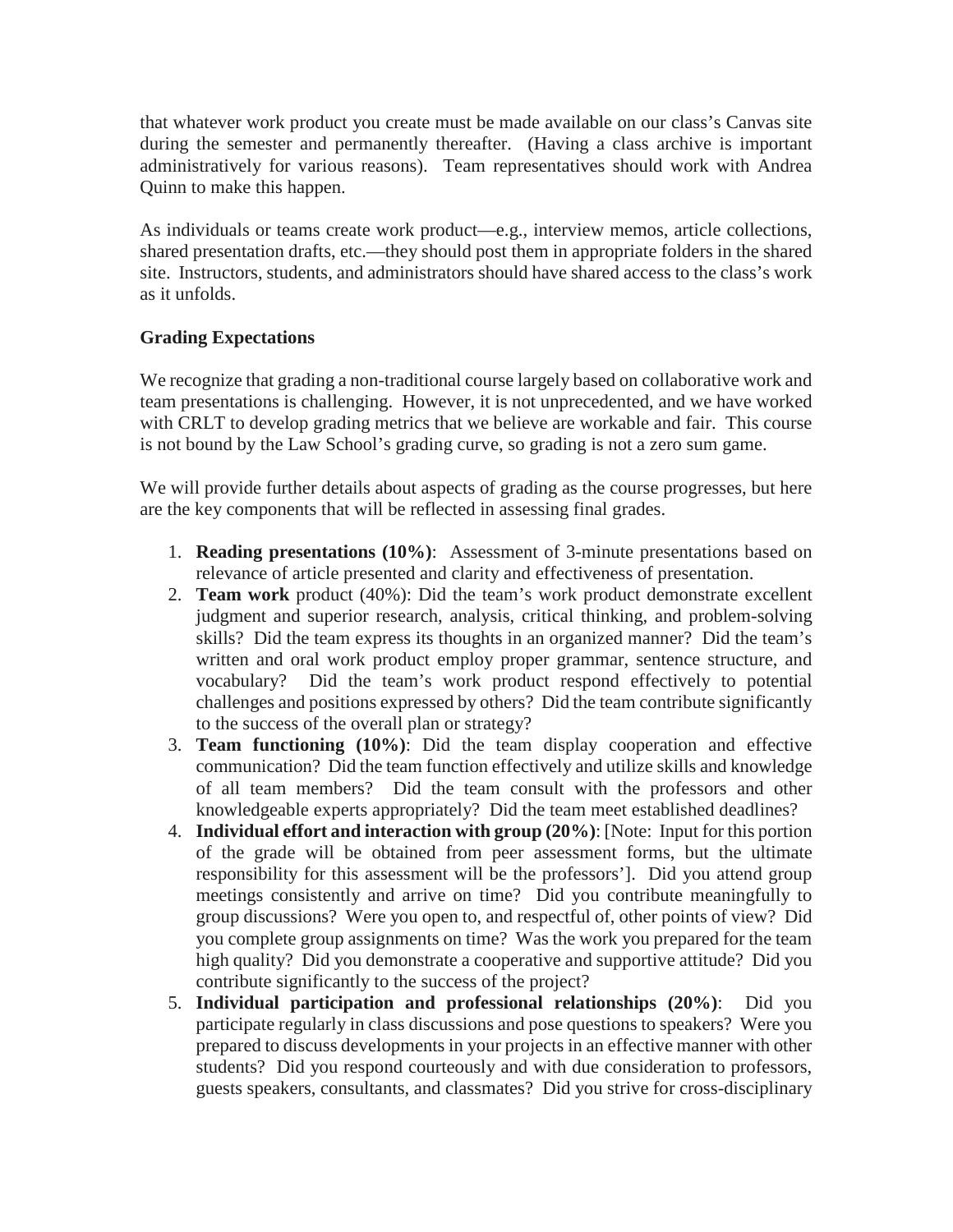that whatever work product you create must be made available on our class's Canvas site during the semester and permanently thereafter. (Having a class archive is important administratively for various reasons). Team representatives should work with Andrea Quinn to make this happen.

As individuals or teams create work product—e.g., interview memos, article collections, shared presentation drafts, etc.—they should post them in appropriate folders in the shared site. Instructors, students, and administrators should have shared access to the class's work as it unfolds.

**Grading Expectations**

We recognize that grading a non-traditional course largely based on collaborative work and team presentations is challenging. However, it is not unprecedented, and we have worked with CRLT to develop grading metrics that we believe are workable and fair. This course is not bound by the Law School's grading curve, so grading is not a zero sum game.

We will provide further details about aspects of grading as the course progresses, but here are the key components that will be reflected in assessing final grades.

1. **Reading presentations (10%)**: Assessment of 3-minute presentations based on relevance of article presented and clarity and effectiveness of presentation.
2. **Team work** product (40%): Did the team's work product demonstrate excellent judgment and superior research, analysis, critical thinking, and problem-solving skills? Did the team express its thoughts in an organized manner? Did the team's written and oral work product employ proper grammar, sentence structure, and vocabulary? Did the team's work product respond effectively to potential challenges and positions expressed by others? Did the team contribute significantly to the success of the overall plan or strategy?
3. **Team functioning (10%)**: Did the team display cooperation and effective communication? Did the team function effectively and utilize skills and knowledge of all team members? Did the team consult with the professors and other knowledgeable experts appropriately? Did the team meet established deadlines?
4. **Individual effort and interaction with group (20%)**: [Note: Input for this portion of the grade will be obtained from peer assessment forms, but the ultimate responsibility for this assessment will be the professors']. Did you attend group meetings consistently and arrive on time? Did you contribute meaningfully to group discussions? Were you open to, and respectful of, other points of view? Did you complete group assignments on time? Was the work you prepared for the team high quality? Did you demonstrate a cooperative and supportive attitude? Did you contribute significantly to the success of the project?
5. **Individual participation and professional relationships (20%)**: Did you participate regularly in class discussions and pose questions to speakers? Were you prepared to discuss developments in your projects in an effective manner with other students? Did you respond courteously and with due consideration to professors, guests speakers, consultants, and classmates? Did you strive for cross-disciplinary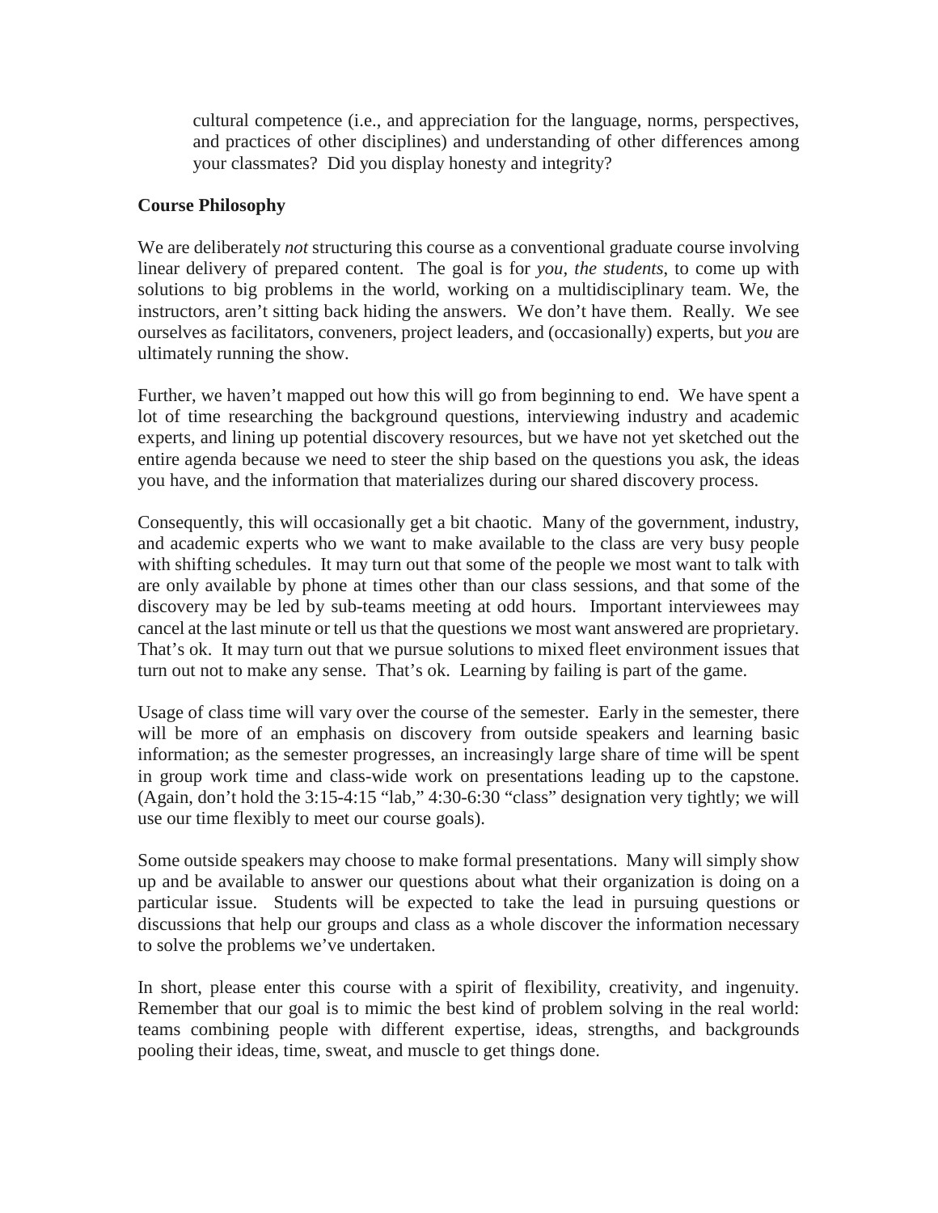cultural competence (i.e., and appreciation for the language, norms, perspectives, and practices of other disciplines) and understanding of other differences among your classmates? Did you display honesty and integrity?

**Course Philosophy**

We are deliberately *not* structuring this course as a conventional graduate course involving linear delivery of prepared content. The goal is for *you, the students*, to come up with solutions to big problems in the world, working on a multidisciplinary team. We, the instructors, aren't sitting back hiding the answers. We don't have them. Really. We see ourselves as facilitators, conveners, project leaders, and (occasionally) experts, but *you* are ultimately running the show.

Further, we haven't mapped out how this will go from beginning to end. We have spent a lot of time researching the background questions, interviewing industry and academic experts, and lining up potential discovery resources, but we have not yet sketched out the entire agenda because we need to steer the ship based on the questions you ask, the ideas you have, and the information that materializes during our shared discovery process.

Consequently, this will occasionally get a bit chaotic. Many of the government, industry, and academic experts who we want to make available to the class are very busy people with shifting schedules. It may turn out that some of the people we most want to talk with are only available by phone at times other than our class sessions, and that some of the discovery may be led by sub-teams meeting at odd hours. Important interviewees may cancel at the last minute or tell us that the questions we most want answered are proprietary. That's ok. It may turn out that we pursue solutions to mixed fleet environment issues that turn out not to make any sense. That's ok. Learning by failing is part of the game.

Usage of class time will vary over the course of the semester. Early in the semester, there will be more of an emphasis on discovery from outside speakers and learning basic information; as the semester progresses, an increasingly large share of time will be spent in group work time and class-wide work on presentations leading up to the capstone. (Again, don't hold the 3:15-4:15 "lab," 4:30-6:30 "class" designation very tightly; we will use our time flexibly to meet our course goals).

Some outside speakers may choose to make formal presentations. Many will simply show up and be available to answer our questions about what their organization is doing on a particular issue. Students will be expected to take the lead in pursuing questions or discussions that help our groups and class as a whole discover the information necessary to solve the problems we've undertaken.

In short, please enter this course with a spirit of flexibility, creativity, and ingenuity. Remember that our goal is to mimic the best kind of problem solving in the real world: teams combining people with different expertise, ideas, strengths, and backgrounds pooling their ideas, time, sweat, and muscle to get things done.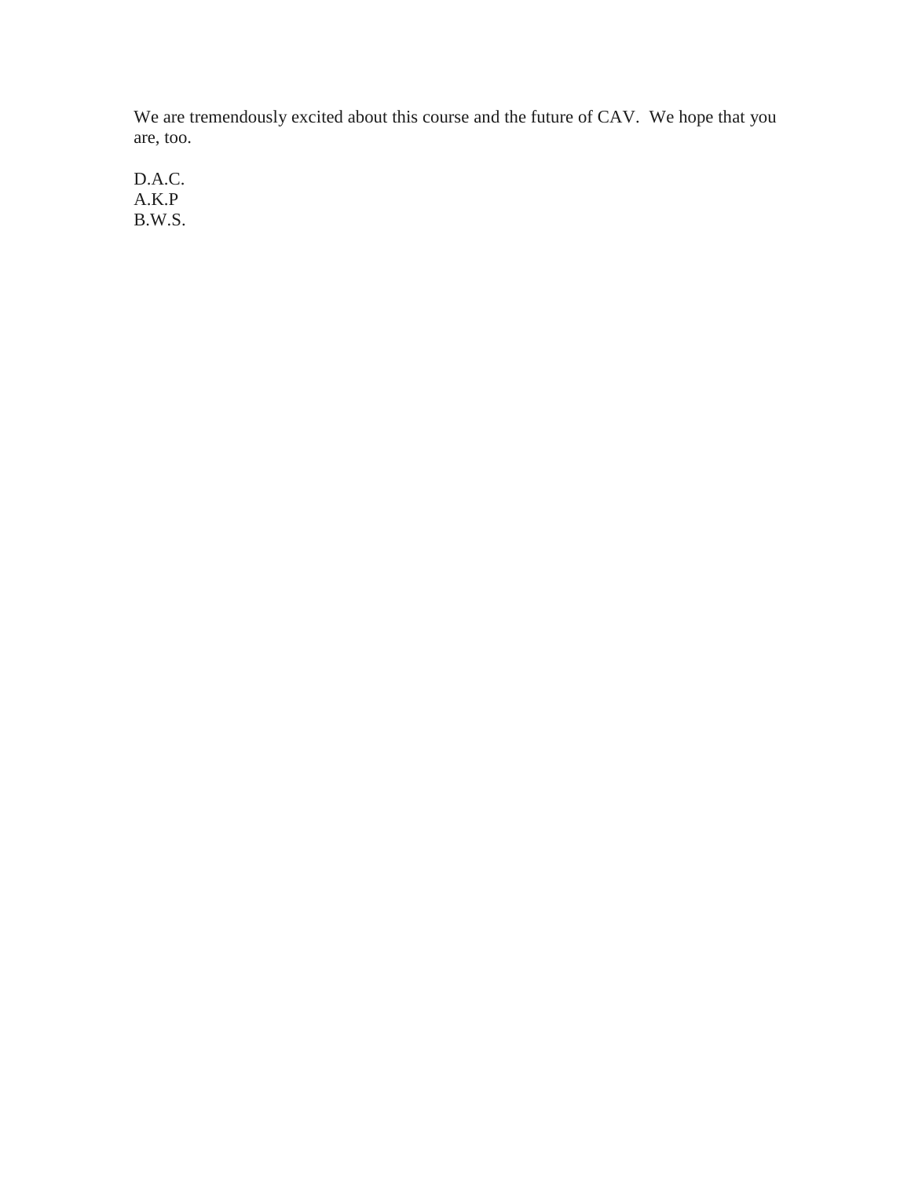We are tremendously excited about this course and the future of CAV. We hope that you are, too.

D.A.C.  
A.K.P  
B.W.S.